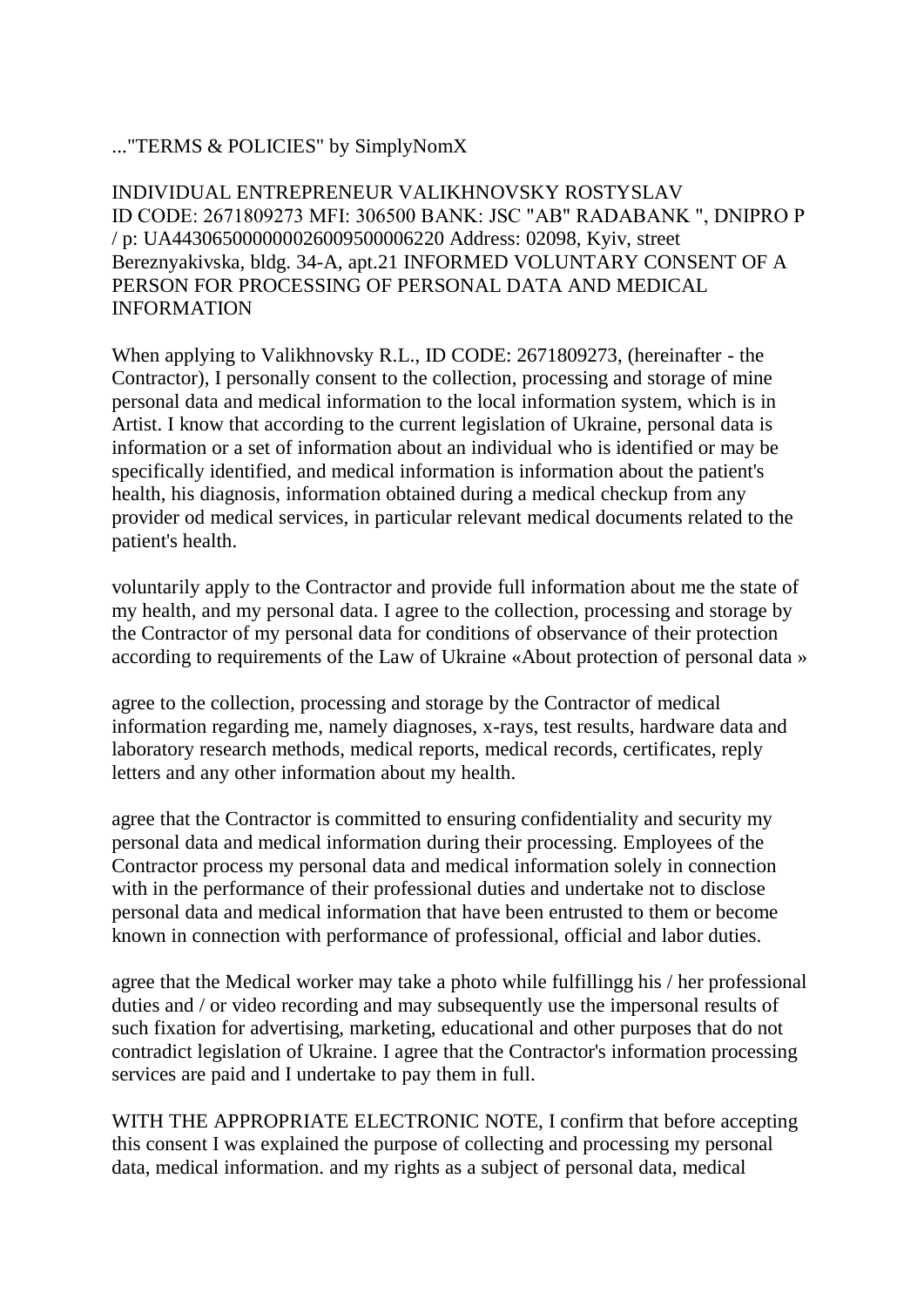..."TERMS & POLICIES" by SimplyNomX

INDIVIDUAL ENTREPRENEUR VALIKHNOVSKY ROSTYSLAV
ID CODE: 2671809273 MFI: 306500 BANK: JSC "AB" RADABANK ", DNIPRO P / p: UA443065000000026009500006220 Address: 02098, Kyiv, street Bereznyakivska, bldg. 34-A, apt.21 INFORMED VOLUNTARY CONSENT OF A PERSON FOR PROCESSING OF PERSONAL DATA AND MEDICAL INFORMATION

When applying to Valikhnovsky R.L., ID CODE: 2671809273, (hereinafter - the Contractor), I personally consent to the collection, processing and storage of mine personal data and medical information to the local information system, which is in Artist. I know that according to the current legislation of Ukraine, personal data is information or a set of information about an individual who is identified or may be specifically identified, and medical information is information about the patient's health, his diagnosis, information obtained during a medical checkup from any provider od medical services, in particular relevant medical documents related to the patient's health.

voluntarily apply to the Contractor and provide full information about me the state of my health, and my personal data. I agree to the collection, processing and storage by the Contractor of my personal data for conditions of observance of their protection according to requirements of the Law of Ukraine «About protection of personal data »

agree to the collection, processing and storage by the Contractor of medical information regarding me, namely diagnoses, x-rays, test results, hardware data and laboratory research methods, medical reports, medical records, certificates, reply letters and any other information about my health.

agree that the Contractor is committed to ensuring confidentiality and security my personal data and medical information during their processing. Employees of the Contractor process my personal data and medical information solely in connection with in the performance of their professional duties and undertake not to disclose personal data and medical information that have been entrusted to them or become known in connection with performance of professional, official and labor duties.

agree that the Medical worker may take a photo while fulfillingg his / her professional duties and / or video recording and may subsequently use the impersonal results of such fixation for advertising, marketing, educational and other purposes that do not contradict legislation of Ukraine. I agree that the Contractor's information processing services are paid and I undertake to pay them in full.

WITH THE APPROPRIATE ELECTRONIC NOTE, I confirm that before accepting this consent I was explained the purpose of collecting and processing my personal data, medical information. and my rights as a subject of personal data, medical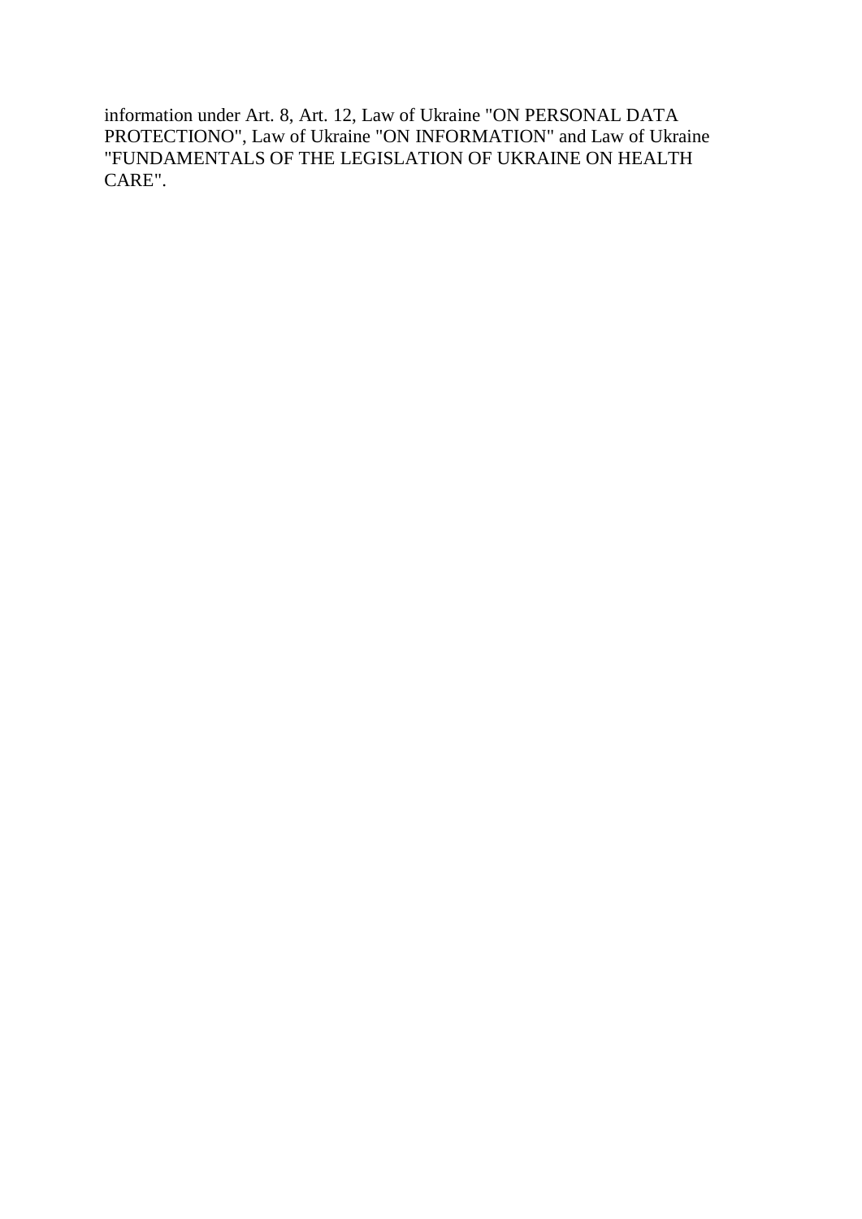information under Art. 8, Art. 12, Law of Ukraine "ON PERSONAL DATA PROTECTIONO", Law of Ukraine "ON INFORMATION" and Law of Ukraine "FUNDAMENTALS OF THE LEGISLATION OF UKRAINE ON HEALTH CARE".